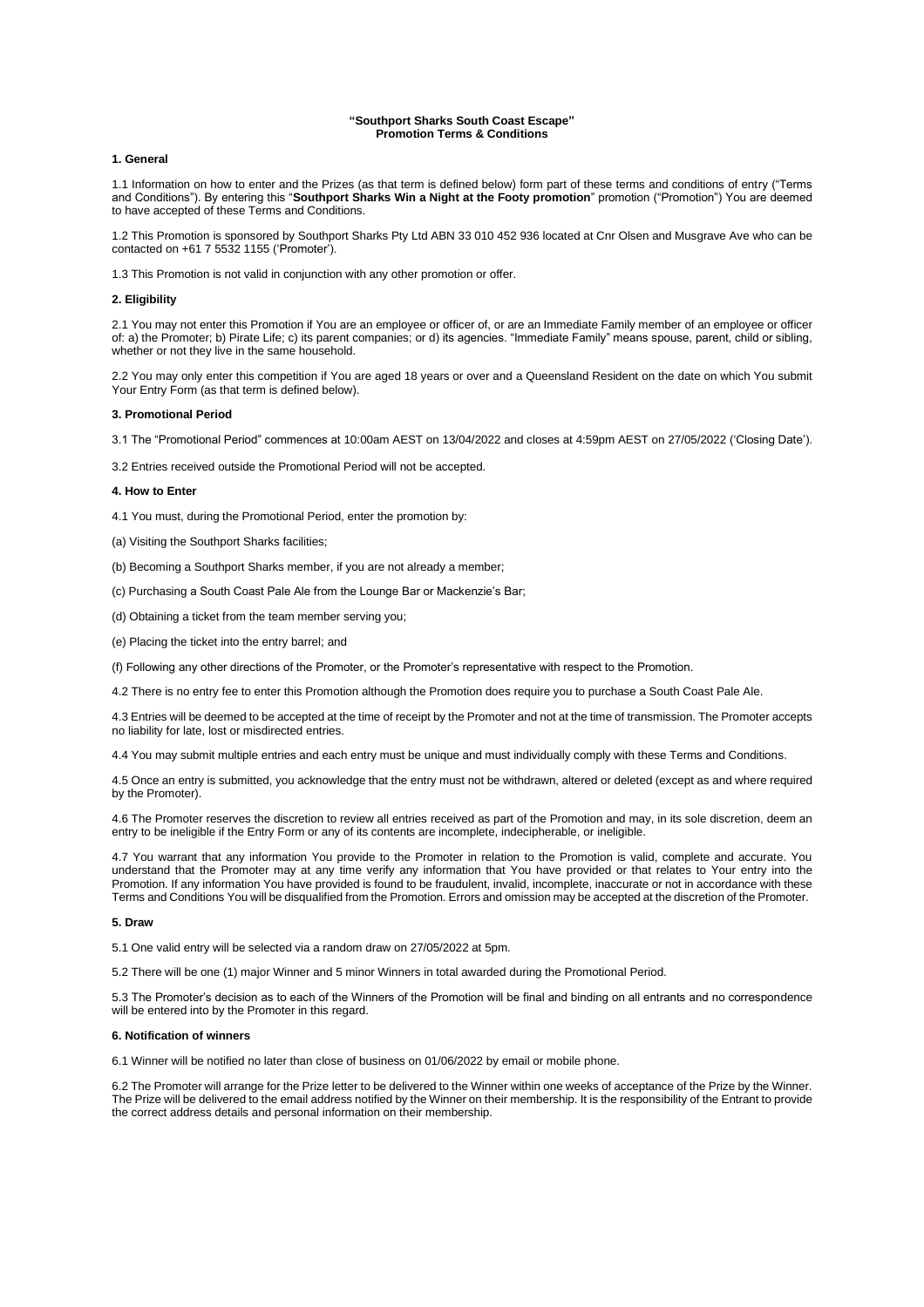**"Southport Sharks South Coast Escape"**
**Promotion Terms & Conditions**

## 1. General

1.1 Information on how to enter and the Prizes (as that term is defined below) form part of these terms and conditions of entry ("Terms and Conditions"). By entering this "**Southport Sharks Win a Night at the Footy promotion**" promotion ("Promotion") You are deemed to have accepted of these Terms and Conditions.

1.2 This Promotion is sponsored by Southport Sharks Pty Ltd ABN 33 010 452 936 located at Cnr Olsen and Musgrave Ave who can be contacted on +61 7 5532 1155 ('Promoter').

1.3 This Promotion is not valid in conjunction with any other promotion or offer.

## 2. Eligibility

2.1 You may not enter this Promotion if You are an employee or officer of, or are an Immediate Family member of an employee or officer of: a) the Promoter; b) Pirate Life; c) its parent companies; or d) its agencies. "Immediate Family" means spouse, parent, child or sibling, whether or not they live in the same household.

2.2 You may only enter this competition if You are aged 18 years or over and a Queensland Resident on the date on which You submit Your Entry Form (as that term is defined below).

## 3. Promotional Period

3.1 The "Promotional Period" commences at 10:00am AEST on 13/04/2022 and closes at 4:59pm AEST on 27/05/2022 ('Closing Date').

3.2 Entries received outside the Promotional Period will not be accepted.

## 4. How to Enter

4.1 You must, during the Promotional Period, enter the promotion by:

(a) Visiting the Southport Sharks facilities;

(b) Becoming a Southport Sharks member, if you are not already a member;

(c) Purchasing a South Coast Pale Ale from the Lounge Bar or Mackenzie's Bar;

(d) Obtaining a ticket from the team member serving you;

(e) Placing the ticket into the entry barrel; and

(f) Following any other directions of the Promoter, or the Promoter's representative with respect to the Promotion.

4.2 There is no entry fee to enter this Promotion although the Promotion does require you to purchase a South Coast Pale Ale.

4.3 Entries will be deemed to be accepted at the time of receipt by the Promoter and not at the time of transmission. The Promoter accepts no liability for late, lost or misdirected entries.

4.4 You may submit multiple entries and each entry must be unique and must individually comply with these Terms and Conditions.

4.5 Once an entry is submitted, you acknowledge that the entry must not be withdrawn, altered or deleted (except as and where required by the Promoter).

4.6 The Promoter reserves the discretion to review all entries received as part of the Promotion and may, in its sole discretion, deem an entry to be ineligible if the Entry Form or any of its contents are incomplete, indecipherable, or ineligible.

4.7 You warrant that any information You provide to the Promoter in relation to the Promotion is valid, complete and accurate. You understand that the Promoter may at any time verify any information that You have provided or that relates to Your entry into the Promotion. If any information You have provided is found to be fraudulent, invalid, incomplete, inaccurate or not in accordance with these Terms and Conditions You will be disqualified from the Promotion. Errors and omission may be accepted at the discretion of the Promoter.

## 5. Draw

5.1 One valid entry will be selected via a random draw on 27/05/2022 at 5pm.

5.2 There will be one (1) major Winner and 5 minor Winners in total awarded during the Promotional Period.

5.3 The Promoter's decision as to each of the Winners of the Promotion will be final and binding on all entrants and no correspondence will be entered into by the Promoter in this regard.

## 6. Notification of winners

6.1 Winner will be notified no later than close of business on 01/06/2022 by email or mobile phone.

6.2 The Promoter will arrange for the Prize letter to be delivered to the Winner within one weeks of acceptance of the Prize by the Winner. The Prize will be delivered to the email address notified by the Winner on their membership. It is the responsibility of the Entrant to provide the correct address details and personal information on their membership.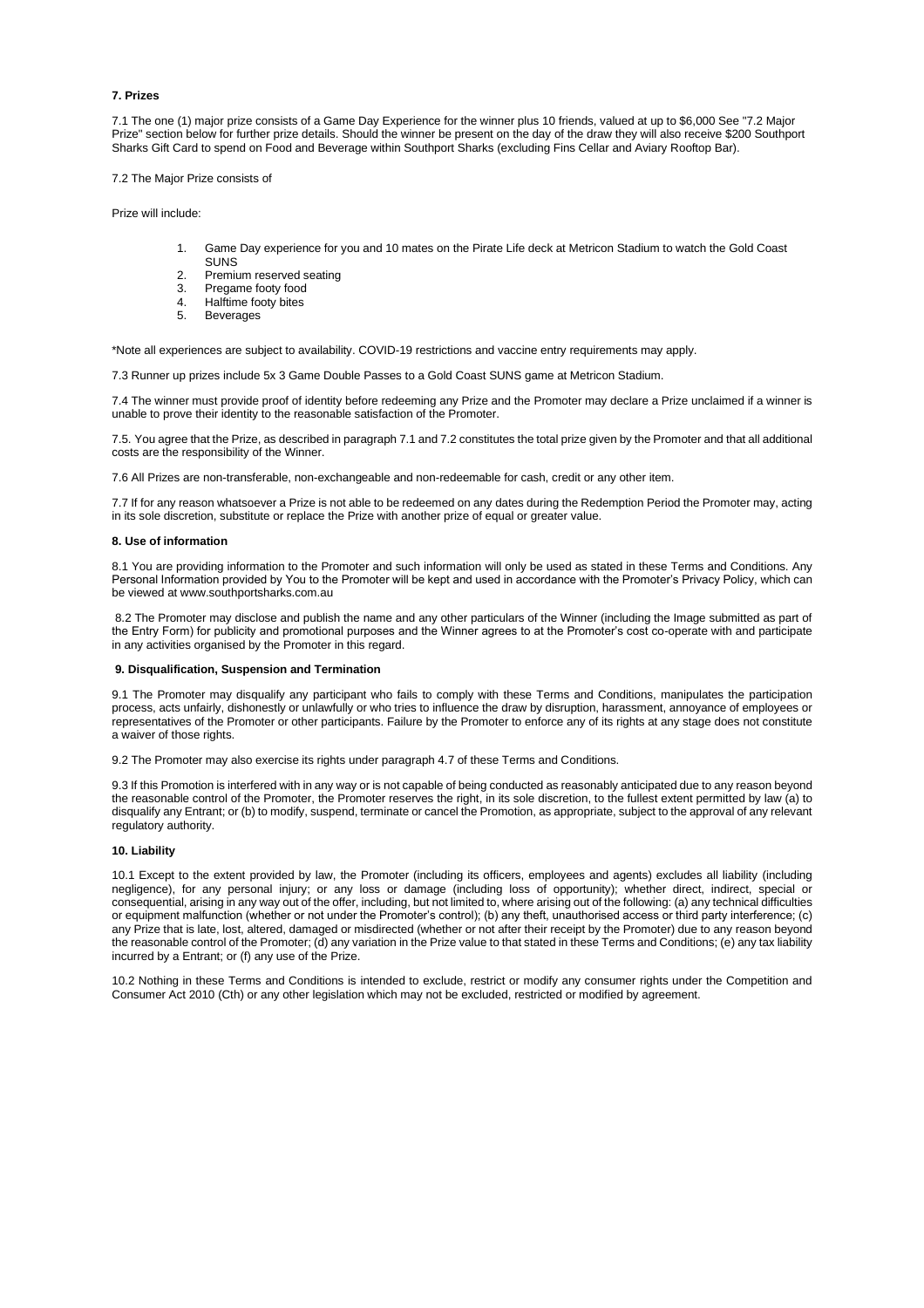**7. Prizes**

7.1 The one (1) major prize consists of a Game Day Experience for the winner plus 10 friends, valued at up to $6,000 See "7.2 Major Prize" section below for further prize details. Should the winner be present on the day of the draw they will also receive $200 Southport Sharks Gift Card to spend on Food and Beverage within Southport Sharks (excluding Fins Cellar and Aviary Rooftop Bar).

7.2 The Major Prize consists of

Prize will include:

1. Game Day experience for you and 10 mates on the Pirate Life deck at Metricon Stadium to watch the Gold Coast SUNS
2. Premium reserved seating
3. Pregame footy food
4. Halftime footy bites
5. Beverages

*Note all experiences are subject to availability. COVID-19 restrictions and vaccine entry requirements may apply.

7.3 Runner up prizes include 5x 3 Game Double Passes to a Gold Coast SUNS game at Metricon Stadium.

7.4 The winner must provide proof of identity before redeeming any Prize and the Promoter may declare a Prize unclaimed if a winner is unable to prove their identity to the reasonable satisfaction of the Promoter.

7.5. You agree that the Prize, as described in paragraph 7.1 and 7.2 constitutes the total prize given by the Promoter and that all additional costs are the responsibility of the Winner.

7.6 All Prizes are non-transferable, non-exchangeable and non-redeemable for cash, credit or any other item.

7.7 If for any reason whatsoever a Prize is not able to be redeemed on any dates during the Redemption Period the Promoter may, acting in its sole discretion, substitute or replace the Prize with another prize of equal or greater value.

**8. Use of information**

8.1 You are providing information to the Promoter and such information will only be used as stated in these Terms and Conditions. Any Personal Information provided by You to the Promoter will be kept and used in accordance with the Promoter's Privacy Policy, which can be viewed at www.southportsharks.com.au

8.2 The Promoter may disclose and publish the name and any other particulars of the Winner (including the Image submitted as part of the Entry Form) for publicity and promotional purposes and the Winner agrees to at the Promoter's cost co-operate with and participate in any activities organised by the Promoter in this regard.

**9. Disqualification, Suspension and Termination**

9.1 The Promoter may disqualify any participant who fails to comply with these Terms and Conditions, manipulates the participation process, acts unfairly, dishonestly or unlawfully or who tries to influence the draw by disruption, harassment, annoyance of employees or representatives of the Promoter or other participants. Failure by the Promoter to enforce any of its rights at any stage does not constitute a waiver of those rights.

9.2 The Promoter may also exercise its rights under paragraph 4.7 of these Terms and Conditions.

9.3 If this Promotion is interfered with in any way or is not capable of being conducted as reasonably anticipated due to any reason beyond the reasonable control of the Promoter, the Promoter reserves the right, in its sole discretion, to the fullest extent permitted by law (a) to disqualify any Entrant; or (b) to modify, suspend, terminate or cancel the Promotion, as appropriate, subject to the approval of any relevant regulatory authority.

**10. Liability**

10.1 Except to the extent provided by law, the Promoter (including its officers, employees and agents) excludes all liability (including negligence), for any personal injury; or any loss or damage (including loss of opportunity); whether direct, indirect, special or consequential, arising in any way out of the offer, including, but not limited to, where arising out of the following: (a) any technical difficulties or equipment malfunction (whether or not under the Promoter's control); (b) any theft, unauthorised access or third party interference; (c) any Prize that is late, lost, altered, damaged or misdirected (whether or not after their receipt by the Promoter) due to any reason beyond the reasonable control of the Promoter; (d) any variation in the Prize value to that stated in these Terms and Conditions; (e) any tax liability incurred by a Entrant; or (f) any use of the Prize.

10.2 Nothing in these Terms and Conditions is intended to exclude, restrict or modify any consumer rights under the Competition and Consumer Act 2010 (Cth) or any other legislation which may not be excluded, restricted or modified by agreement.